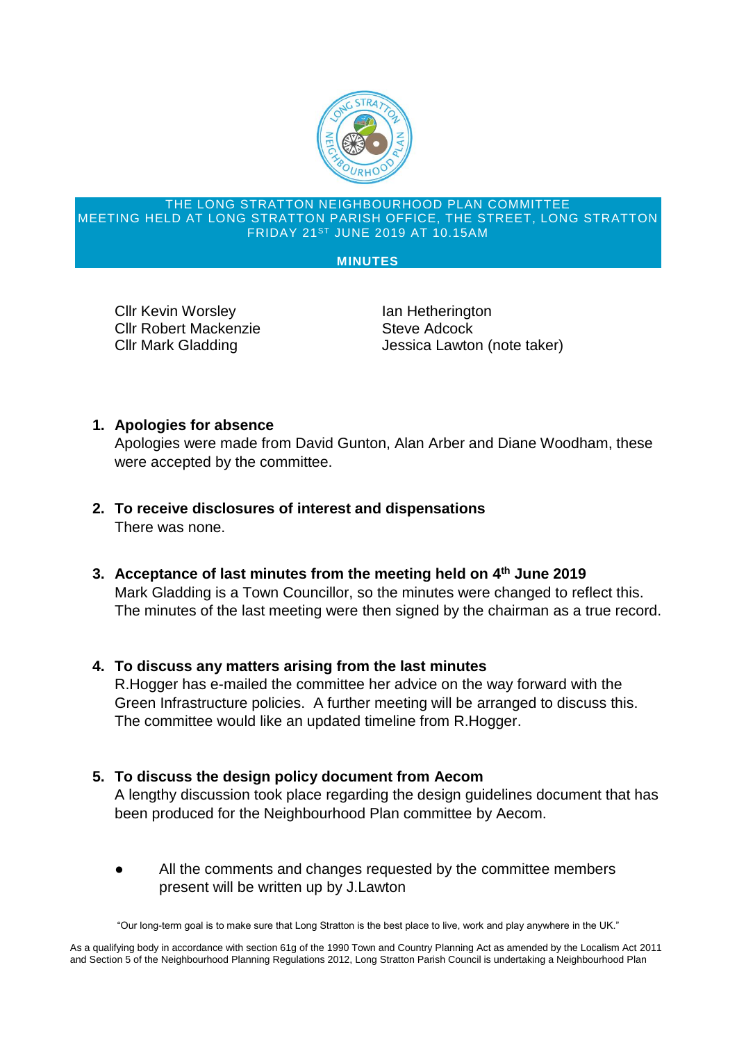THE LONG STRATTON NEIGHBOURHOOD PLAN COMMITTEE
MEETING HELD AT LONG STRATTON PARISH OFFICE, THE STREET, LONG STRATTON
FRIDAY 21ST JUNE 2019 AT 10.15AM

**MINUTES**

Cllr Kevin Worsley
Cllr Robert Mackenzie
Cllr Mark Gladding

Ian Hetherington
Steve Adcock
Jessica Lawton (note taker)

1. **Apologies for absence**
   Apologies were made from David Gunton, Alan Arber and Diane Woodham, these were accepted by the committee.

2. **To receive disclosures of interest and dispensations**
   There was none.

3. **Acceptance of last minutes from the meeting held on 4th June 2019**
   Mark Gladding is a Town Councillor, so the minutes were changed to reflect this. The minutes of the last meeting were then signed by the chairman as a true record.

4. **To discuss any matters arising from the last minutes**
   R.Hogger has e-mailed the committee her advice on the way forward with the Green Infrastructure policies. A further meeting will be arranged to discuss this. The committee would like an updated timeline from R.Hogger.

5. **To discuss the design policy document from Aecom**
   A lengthy discussion took place regarding the design guidelines document that has been produced for the Neighbourhood Plan committee by Aecom.

   - All the comments and changes requested by the committee members present will be written up by J.Lawton

"Our long-term goal is to make sure that Long Stratton is the best place to live, work and play anywhere in the UK."

As a qualifying body in accordance with section 61g of the 1990 Town and Country Planning Act as amended by the Localism Act 2011 and Section 5 of the Neighbourhood Planning Regulations 2012, Long Stratton Parish Council is undertaking a Neighbourhood Plan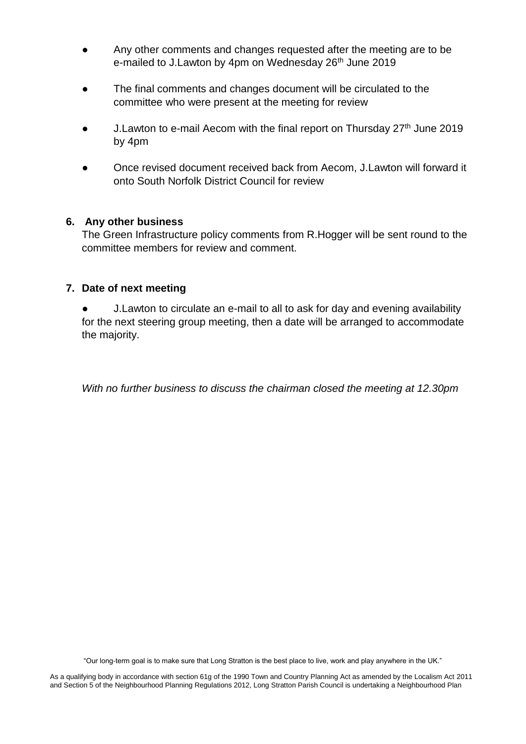- Any other comments and changes requested after the meeting are to be e-mailed to J.Lawton by 4pm on Wednesday 26th June 2019
- The final comments and changes document will be circulated to the committee who were present at the meeting for review
- J.Lawton to e-mail Aecom with the final report on Thursday 27th June 2019 by 4pm
- Once revised document received back from Aecom, J.Lawton will forward it onto South Norfolk District Council for review

**6. Any other business**

The Green Infrastructure policy comments from R.Hogger will be sent round to the committee members for review and comment.

**7. Date of next meeting**

- J.Lawton to circulate an e-mail to all to ask for day and evening availability for the next steering group meeting, then a date will be arranged to accommodate the majority.

*With no further business to discuss the chairman closed the meeting at 12.30pm*